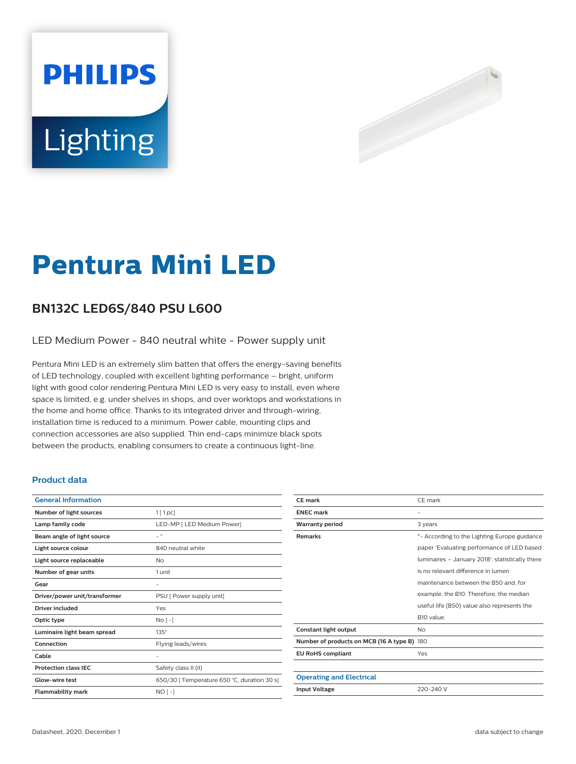# Pentura Mini LED

## BN132C LED6S/840 PSU L600

LED Medium Power - 840 neutral white - Power supply unit

Pentura Mini LED is an extremely slim batten that offers the energy-saving benefits of LED technology, coupled with excellent lighting performance – bright, uniform light with good color rendering.Pentura Mini LED is very easy to install, even where space is limited, e.g. under shelves in shops, and over worktops and workstations in the home and home office. Thanks to its integrated driver and through-wiring, installation time is reduced to a minimum. Power cable, mounting clips and connection accessories are also supplied. Thin end-caps minimize black spots between the products, enabling consumers to create a continuous light-line.

### Product data

| General Information | |
|---|---|
| Number of light sources | 1 [ 1 pc] |
| Lamp family code | LED-MP [ LED Medium Power] |
| Beam angle of light source | - ° |
| Light source colour | 840 neutral white |
| Light source replaceable | No |
| Number of gear units | 1 unit |
| Gear | - |
| Driver/power unit/transformer | PSU [ Power supply unit] |
| Driver included | Yes |
| Optic type | No [ -] |
| Luminaire light beam spread | 135° |
| Connection | Flying leads/wires |
| Cable | - |
| Protection class IEC | Safety class II (II) |
| Glow-wire test | 650/30 [ Temperature 650 °C, duration 30 s] |
| Flammability mark | NO [ -] |
| CE mark | CE mark |
| ENEC mark | - |
| Warranty period | 3 years |
| Remarks | *- According to the Lighting Europe guidance paper 'Evaluating performance of LED based luminaires – January 2018': statistically there is no relevant difference in lumen maintenance between the B50 and, for example, the B10. Therefore, the median useful life (B50) value also represents the B10 value. |
| Constant light output | No |
| Number of products on MCB (16 A type B) | 180 |
| EU RoHS compliant | Yes |

| Operating and Electrical | |
|---|---|
| Input Voltage | 220-240 V |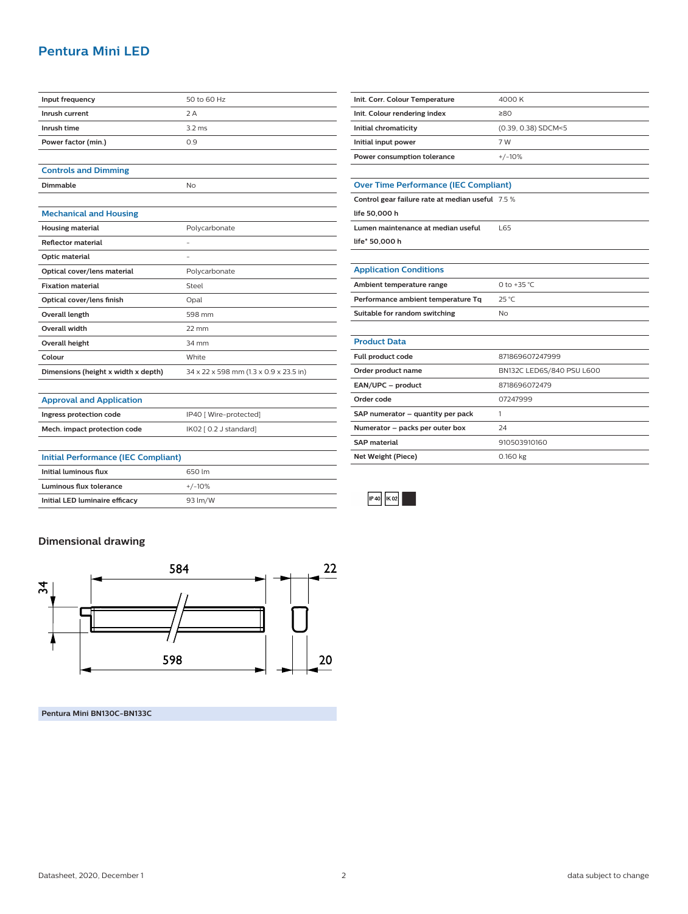# Pentura Mini LED

| | |
|---|---|
| Input frequency | 50 to 60 Hz |
| Inrush current | 2 A |
| Inrush time | 3.2 ms |
| Power factor (min.) | 0.9 |

## Controls and Dimming

| | |
|---|---|
| Dimmable | No |

## Mechanical and Housing

| | |
|---|---|
| Housing material | Polycarbonate |
| Reflector material | - |
| Optic material | - |
| Optical cover/lens material | Polycarbonate |
| Fixation material | Steel |
| Optical cover/lens finish | Opal |
| Overall length | 598 mm |
| Overall width | 22 mm |
| Overall height | 34 mm |
| Colour | White |
| Dimensions (height x width x depth) | 34 x 22 x 598 mm (1.3 x 0.9 x 23.5 in) |

## Approval and Application

| | |
|---|---|
| Ingress protection code | IP40 [ Wire-protected] |
| Mech. impact protection code | IK02 [ 0.2 J standard] |

## Initial Performance (IEC Compliant)

| | |
|---|---|
| Initial luminous flux | 650 lm |
| Luminous flux tolerance | +/-10% |
| Initial LED luminaire efficacy | 93 lm/W |

| | |
|---|---|
| Init. Corr. Colour Temperature | 4000 K |
| Init. Colour rendering index | ≥80 |
| Initial chromaticity | (0.39, 0.38) SDCM<5 |
| Initial input power | 7 W |
| Power consumption tolerance | +/-10% |

## Over Time Performance (IEC Compliant)

| | |
|---|---|
| Control gear failure rate at median useful life 50,000 h | 7.5 % |
| Lumen maintenance at median useful life* 50,000 h | L65 |

## Application Conditions

| | |
|---|---|
| Ambient temperature range | 0 to +35 °C |
| Performance ambient temperature Tq | 25 °C |
| Suitable for random switching | No |

## Product Data

| | |
|---|---|
| Full product code | 871869607247999 |
| Order product name | BN132C LED6S/840 PSU L600 |
| EAN/UPC – product | 8718696072479 |
| Order code | 07247999 |
| SAP numerator – quantity per pack | 1 |
| Numerator – packs per outer box | 24 |
| SAP material | 910503910160 |
| Net Weight (Piece) | 0.160 kg |

IP 40 IK 02

## Dimensional drawing

584 | 22 | 34 | 598 | 20

Pentura Mini BN130C-BN133C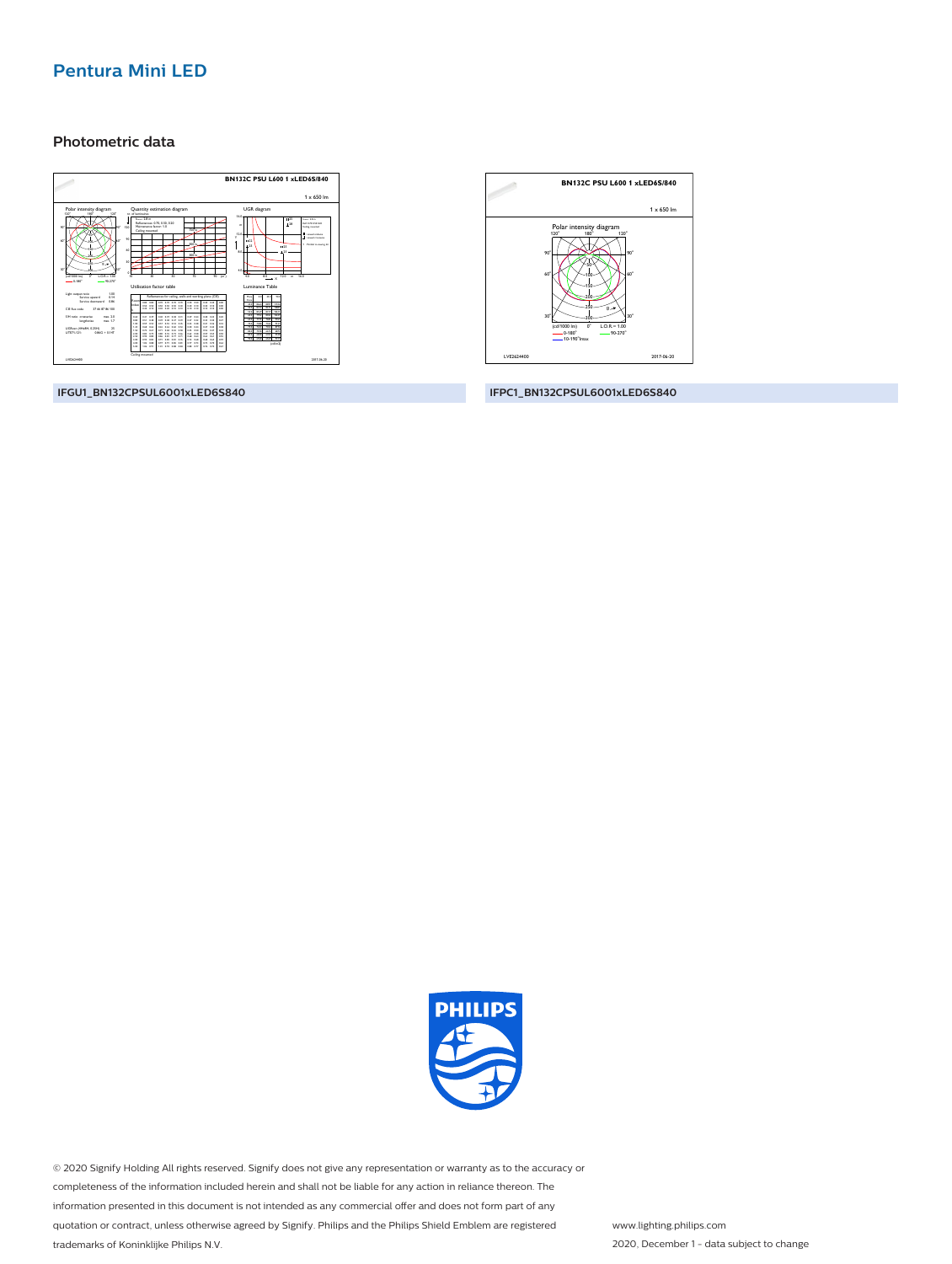# Pentura Mini LED

## Photometric data

BN132C PSU L600 1 xLED6S/840

1 x 650 lm

Polar intensity diagram

Quantity estimation diagram

UGR diagram

Utilization factor table

Luminance Table

LVE2624400

2017-06-20

IFGU1_BN132CPSUL6001xLED6S840

BN132C PSU L600 1 xLED6S/840

1 x 650 lm

Polar intensity diagram

120° 180° 120°

90° 90°

60° 60°

30° 30°

(cd/1000 lm) 0° L.O.R. = 1.00

0-180°

90-270°

10-190°Imax

LVE2624400

2017-06-20

IFPC1_BN132CPSUL6001xLED6S840

© 2020 Signify Holding All rights reserved. Signify does not give any representation or warranty as to the accuracy or completeness of the information included herein and shall not be liable for any action in reliance thereon. The information presented in this document is not intended as any commercial offer and does not form part of any quotation or contract, unless otherwise agreed by Signify. Philips and the Philips Shield Emblem are registered trademarks of Koninklijke Philips N.V.

www.lighting.philips.com

2020, December 1 - data subject to change